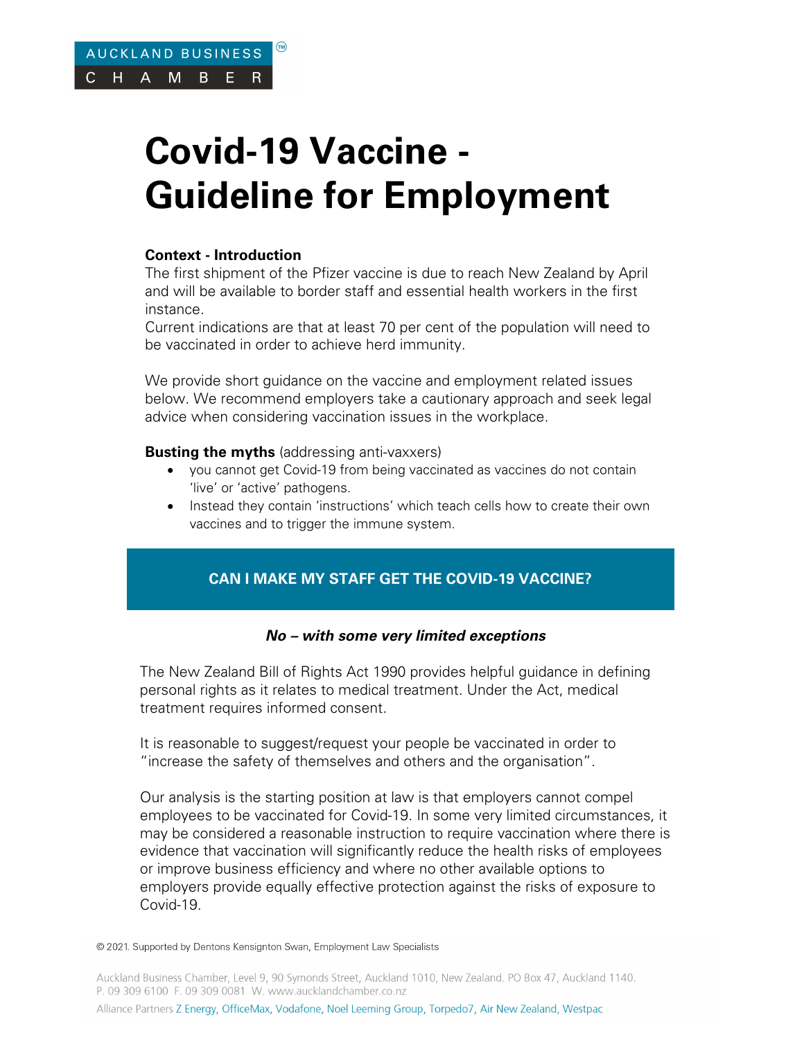AUCKLAND BUSINESS CHAMBER

# Covid-19 Vaccine - Guideline for Employment

**Context - Introduction**
The first shipment of the Pfizer vaccine is due to reach New Zealand by April and will be available to border staff and essential health workers in the first instance.
Current indications are that at least 70 per cent of the population will need to be vaccinated in order to achieve herd immunity.

We provide short guidance on the vaccine and employment related issues below. We recommend employers take a cautionary approach and seek legal advice when considering vaccination issues in the workplace.

**Busting the myths** (addressing anti-vaxxers)

- you cannot get Covid-19 from being vaccinated as vaccines do not contain 'live' or 'active' pathogens.
- Instead they contain 'instructions' which teach cells how to create their own vaccines and to trigger the immune system.

## CAN I MAKE MY STAFF GET THE COVID-19 VACCINE?

***No – with some very limited exceptions***

The New Zealand Bill of Rights Act 1990 provides helpful guidance in defining personal rights as it relates to medical treatment. Under the Act, medical treatment requires informed consent.

It is reasonable to suggest/request your people be vaccinated in order to "increase the safety of themselves and others and the organisation".

Our analysis is the starting position at law is that employers cannot compel employees to be vaccinated for Covid-19. In some very limited circumstances, it may be considered a reasonable instruction to require vaccination where there is evidence that vaccination will significantly reduce the health risks of employees or improve business efficiency and where no other available options to employers provide equally effective protection against the risks of exposure to Covid-19.

© 2021. Supported by Dentons Kensington Swan, Employment Law Specialists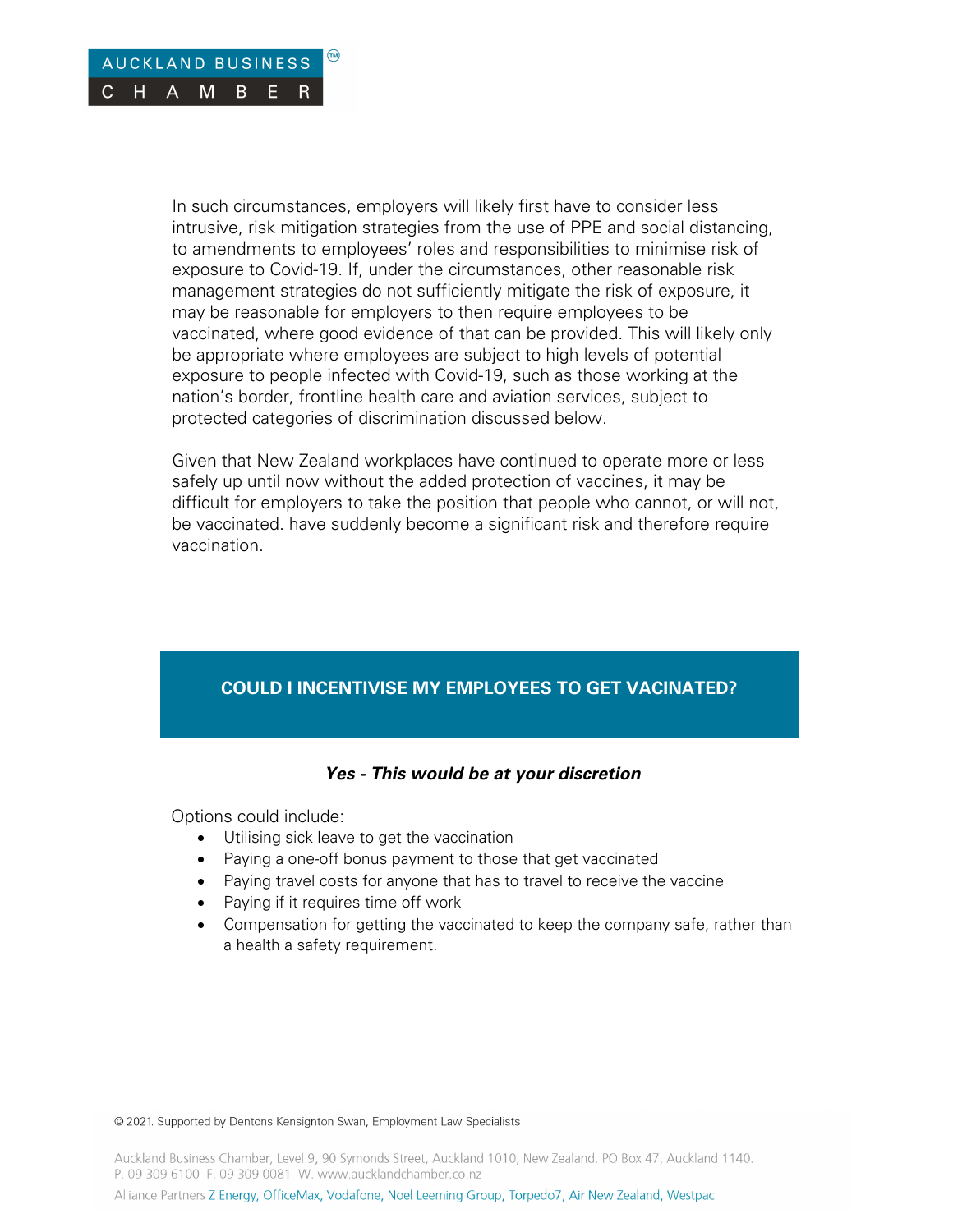In such circumstances, employers will likely first have to consider less intrusive, risk mitigation strategies from the use of PPE and social distancing, to amendments to employees' roles and responsibilities to minimise risk of exposure to Covid-19. If, under the circumstances, other reasonable risk management strategies do not sufficiently mitigate the risk of exposure, it may be reasonable for employers to then require employees to be vaccinated, where good evidence of that can be provided. This will likely only be appropriate where employees are subject to high levels of potential exposure to people infected with Covid-19, such as those working at the nation's border, frontline health care and aviation services, subject to protected categories of discrimination discussed below.

Given that New Zealand workplaces have continued to operate more or less safely up until now without the added protection of vaccines, it may be difficult for employers to take the position that people who cannot, or will not, be vaccinated. have suddenly become a significant risk and therefore require vaccination.

## COULD I INCENTIVISE MY EMPLOYEES TO GET VACINATED?

***Yes - This would be at your discretion***

Options could include:

- Utilising sick leave to get the vaccination
- Paying a one-off bonus payment to those that get vaccinated
- Paying travel costs for anyone that has to travel to receive the vaccine
- Paying if it requires time off work
- Compensation for getting the vaccinated to keep the company safe, rather than a health a safety requirement.

© 2021. Supported by Dentons Kensignton Swan, Employment Law Specialists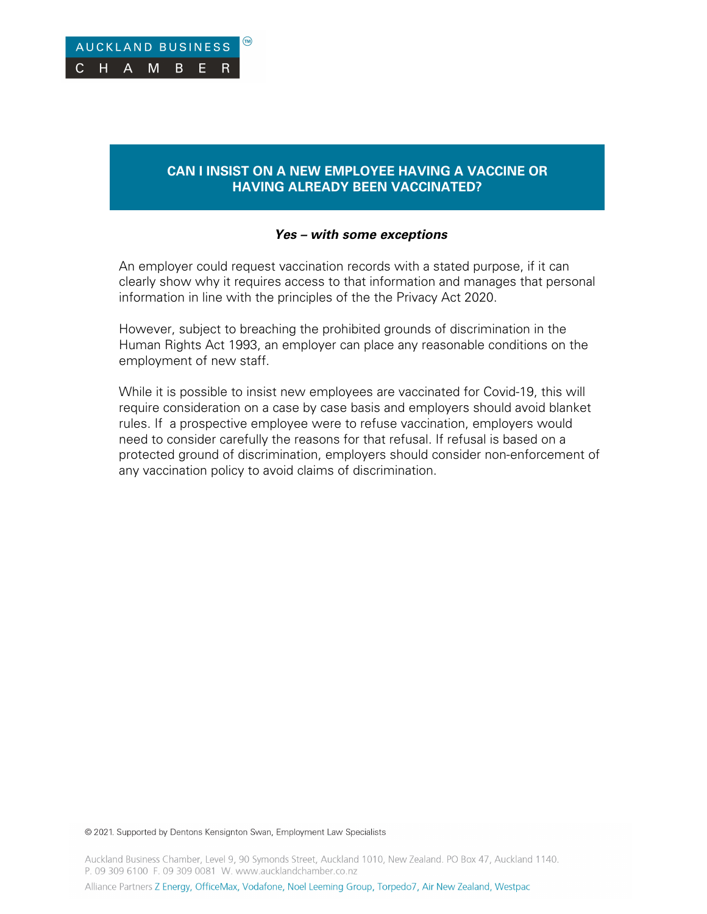# CAN I INSIST ON A NEW EMPLOYEE HAVING A VACCINE OR HAVING ALREADY BEEN VACCINATED?

***Yes – with some exceptions***

An employer could request vaccination records with a stated purpose, if it can clearly show why it requires access to that information and manages that personal information in line with the principles of the the Privacy Act 2020.

However, subject to breaching the prohibited grounds of discrimination in the Human Rights Act 1993, an employer can place any reasonable conditions on the employment of new staff.

While it is possible to insist new employees are vaccinated for Covid-19, this will require consideration on a case by case basis and employers should avoid blanket rules. If a prospective employee were to refuse vaccination, employers would need to consider carefully the reasons for that refusal. If refusal is based on a protected ground of discrimination, employers should consider non-enforcement of any vaccination policy to avoid claims of discrimination.

© 2021. Supported by Dentons Kensignton Swan, Employment Law Specialists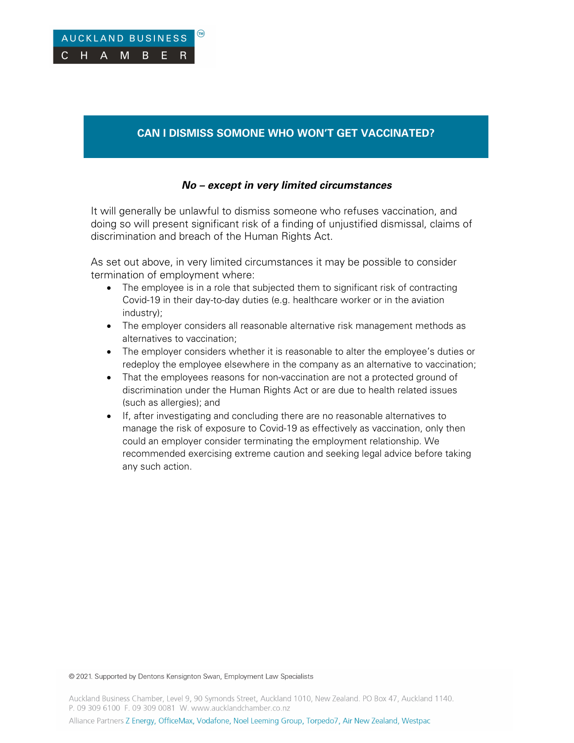## CAN I DISMISS SOMONE WHO WON'T GET VACCINATED?

***No – except in very limited circumstances***

It will generally be unlawful to dismiss someone who refuses vaccination, and doing so will present significant risk of a finding of unjustified dismissal, claims of discrimination and breach of the Human Rights Act.

As set out above, in very limited circumstances it may be possible to consider termination of employment where:

- The employee is in a role that subjected them to significant risk of contracting Covid-19 in their day-to-day duties (e.g. healthcare worker or in the aviation industry);
- The employer considers all reasonable alternative risk management methods as alternatives to vaccination;
- The employer considers whether it is reasonable to alter the employee's duties or redeploy the employee elsewhere in the company as an alternative to vaccination;
- That the employees reasons for non-vaccination are not a protected ground of discrimination under the Human Rights Act or are due to health related issues (such as allergies); and
- If, after investigating and concluding there are no reasonable alternatives to manage the risk of exposure to Covid-19 as effectively as vaccination, only then could an employer consider terminating the employment relationship. We recommended exercising extreme caution and seeking legal advice before taking any such action.

© 2021. Supported by Dentons Kensington Swan, Employment Law Specialists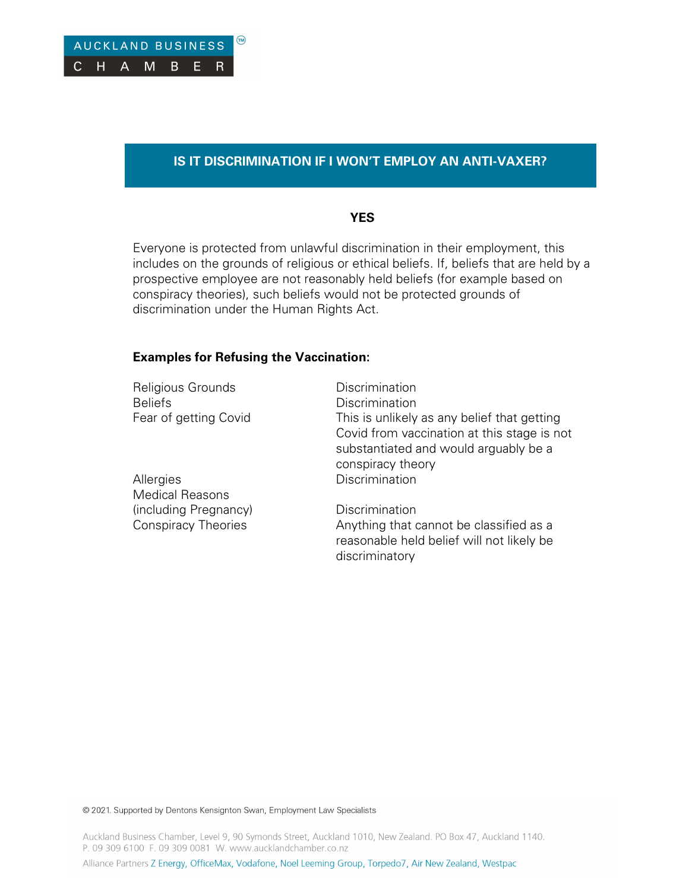AUCKLAND BUSINESS CHAMBER

# IS IT DISCRIMINATION IF I WON'T EMPLOY AN ANTI-VAXER?

**YES**

Everyone is protected from unlawful discrimination in their employment, this includes on the grounds of religious or ethical beliefs. If, beliefs that are held by a prospective employee are not reasonably held beliefs (for example based on conspiracy theories), such beliefs would not be protected grounds of discrimination under the Human Rights Act.

**Examples for Refusing the Vaccination:**

| | |
|---|---|
| Religious Grounds | Discrimination |
| Beliefs | Discrimination |
| Fear of getting Covid | This is unlikely as any belief that getting Covid from vaccination at this stage is not substantiated and would arguably be a conspiracy theory |
| Allergies | Discrimination |
| Medical Reasons (including Pregnancy) | Discrimination |
| Conspiracy Theories | Anything that cannot be classified as a reasonable held belief will not likely be discriminatory |

© 2021. Supported by Dentons Kensignton Swan, Employment Law Specialists

Auckland Business Chamber, Level 9, 90 Symonds Street, Auckland 1010, New Zealand. PO Box 47, Auckland 1140.
P. 09 309 6100 F. 09 309 0081 W. www.aucklandchamber.co.nz
Alliance Partners Z Energy, OfficeMax, Vodafone, Noel Leeming Group, Torpedo7, Air New Zealand, Westpac